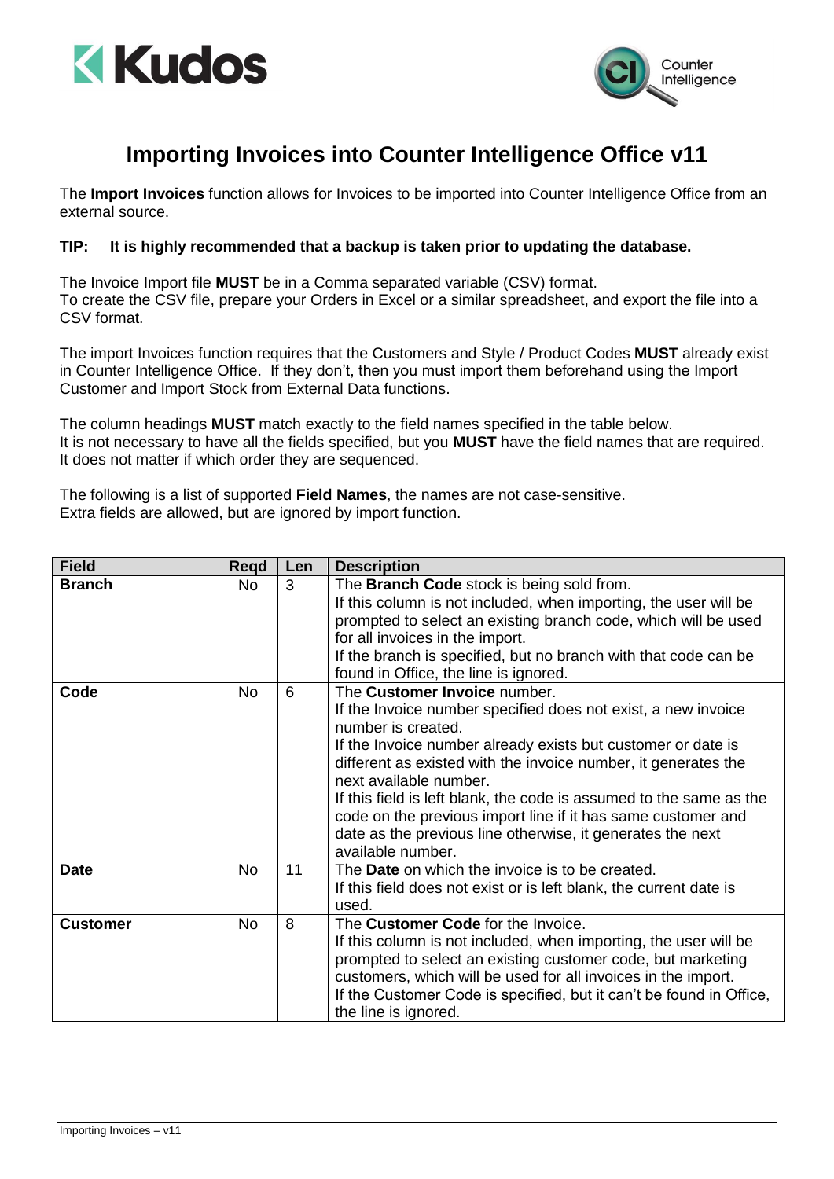# Importing Invoices into Counter Intelligence Office v11

The **Import Invoices** function allows for Invoices to be imported into Counter Intelligence Office from an external source.

**TIP: It is highly recommended that a backup is taken prior to updating the database.**

The Invoice Import file **MUST** be in a Comma separated variable (CSV) format.
To create the CSV file, prepare your Orders in Excel or a similar spreadsheet, and export the file into a CSV format.

The import Invoices function requires that the Customers and Style / Product Codes **MUST** already exist in Counter Intelligence Office. If they don't, then you must import them beforehand using the Import Customer and Import Stock from External Data functions.

The column headings **MUST** match exactly to the field names specified in the table below.
It is not necessary to have all the fields specified, but you **MUST** have the field names that are required.
It does not matter if which order they are sequenced.

The following is a list of supported **Field Names**, the names are not case-sensitive.
Extra fields are allowed, but are ignored by import function.

| Field | Reqd | Len | Description |
|---|---|---|---|
| **Branch** | No | 3 | The **Branch Code** stock is being sold from. If this column is not included, when importing, the user will be prompted to select an existing branch code, which will be used for all invoices in the import. If the branch is specified, but no branch with that code can be found in Office, the line is ignored. |
| **Code** | No | 6 | The **Customer Invoice** number. If the Invoice number specified does not exist, a new invoice number is created. If the Invoice number already exists but customer or date is different as existed with the invoice number, it generates the next available number. If this field is left blank, the code is assumed to the same as the code on the previous import line if it has same customer and date as the previous line otherwise, it generates the next available number. |
| **Date** | No | 11 | The **Date** on which the invoice is to be created. If this field does not exist or is left blank, the current date is used. |
| **Customer** | No | 8 | The **Customer Code** for the Invoice. If this column is not included, when importing, the user will be prompted to select an existing customer code, but marketing customers, which will be used for all invoices in the import. If the Customer Code is specified, but it can't be found in Office, the line is ignored. |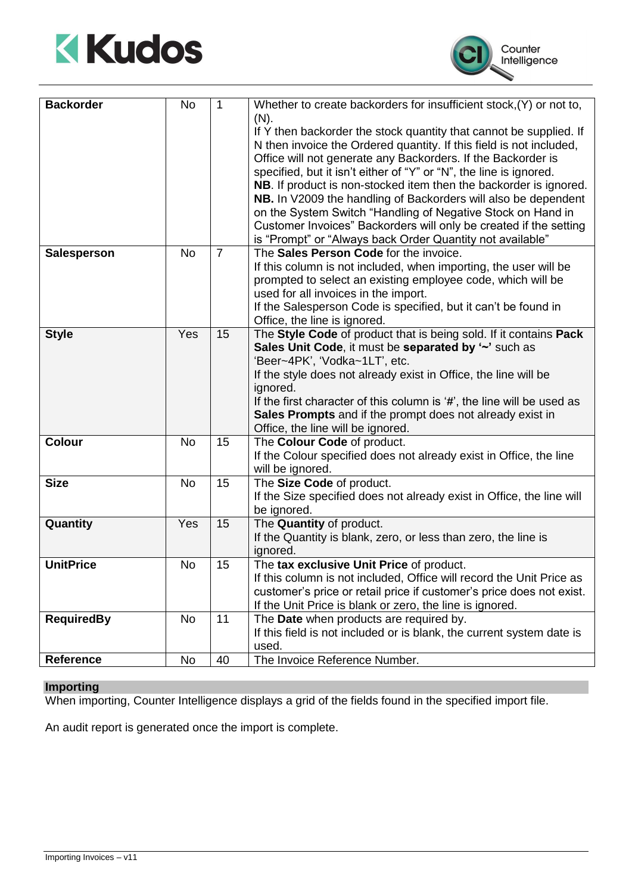| | | | |
|---|---|---|---|
| **Backorder** | No | 1 | Whether to create backorders for insufficient stock,(Y) or not to, (N).<br>If Y then backorder the stock quantity that cannot be supplied. If N then invoice the Ordered quantity. If this field is not included, Office will not generate any Backorders. If the Backorder is specified, but it isn't either of "Y" or "N", the line is ignored.<br>**NB**. If product is non-stocked item then the backorder is ignored.<br>**NB.** In V2009 the handling of Backorders will also be dependent on the System Switch "Handling of Negative Stock on Hand in Customer Invoices" Backorders will only be created if the setting is "Prompt" or "Always back Order Quantity not available" |
| **Salesperson** | No | 7 | The **Sales Person Code** for the invoice.<br>If this column is not included, when importing, the user will be prompted to select an existing employee code, which will be used for all invoices in the import.<br>If the Salesperson Code is specified, but it can't be found in Office, the line is ignored. |
| **Style** | Yes | 15 | The **Style Code** of product that is being sold. If it contains **Pack Sales Unit Code**, it must be **separated by '~'** such as 'Beer~4PK', 'Vodka~1LT', etc.<br>If the style does not already exist in Office, the line will be ignored.<br>If the first character of this column is '#', the line will be used as **Sales Prompts** and if the prompt does not already exist in Office, the line will be ignored. |
| **Colour** | No | 15 | The **Colour Code** of product.<br>If the Colour specified does not already exist in Office, the line will be ignored. |
| **Size** | No | 15 | The **Size Code** of product.<br>If the Size specified does not already exist in Office, the line will be ignored. |
| **Quantity** | Yes | 15 | The **Quantity** of product.<br>If the Quantity is blank, zero, or less than zero, the line is ignored. |
| **UnitPrice** | No | 15 | The **tax exclusive Unit Price** of product.<br>If this column is not included, Office will record the Unit Price as customer's price or retail price if customer's price does not exist.<br>If the Unit Price is blank or zero, the line is ignored. |
| **RequiredBy** | No | 11 | The **Date** when products are required by.<br>If this field is not included or is blank, the current system date is used. |
| **Reference** | No | 40 | The Invoice Reference Number. |

## Importing

When importing, Counter Intelligence displays a grid of the fields found in the specified import file.

An audit report is generated once the import is complete.